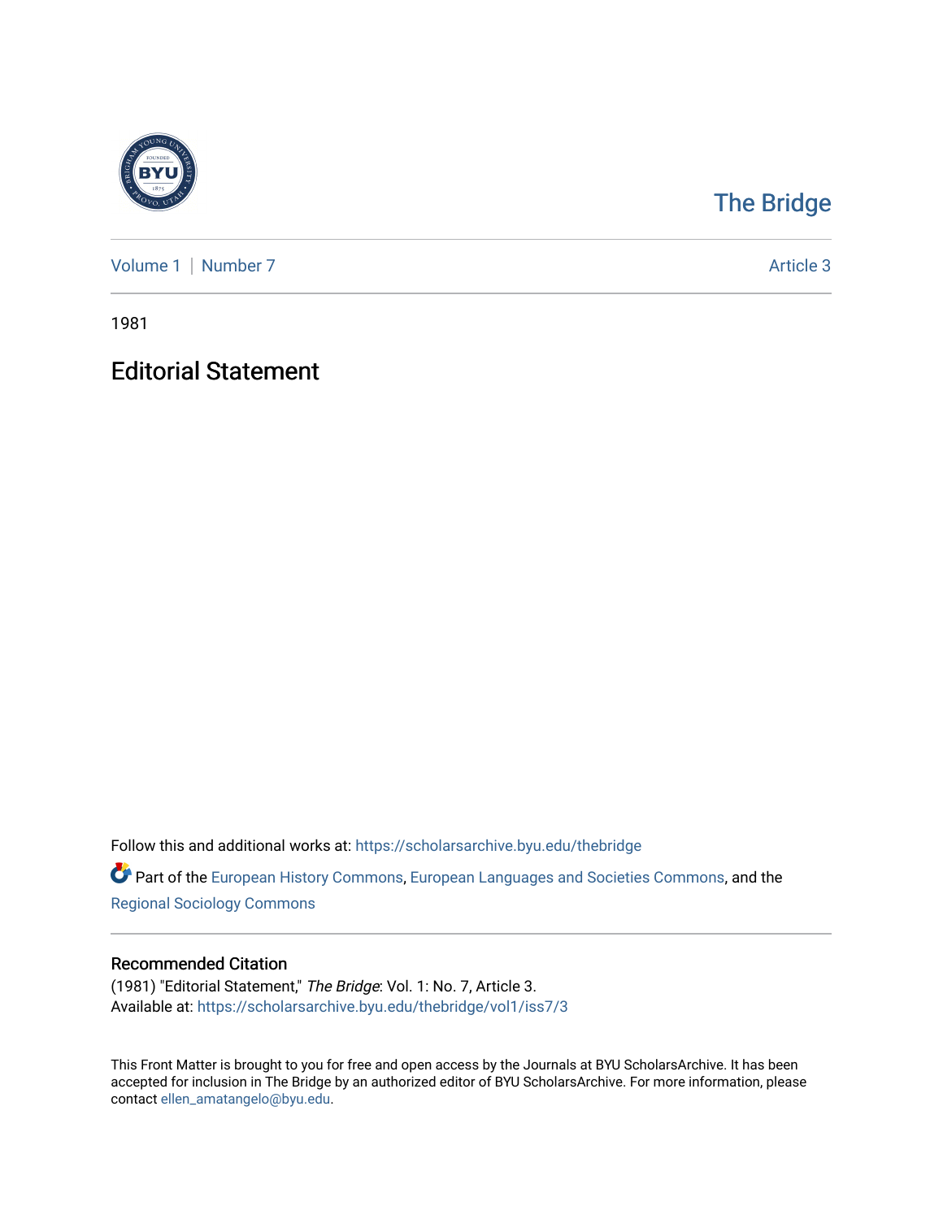The Bridge

Volume 1 | Number 7 Article 3

1981

# Editorial Statement

Follow this and additional works at: https://scholarsarchive.byu.edu/thebridge

Part of the European History Commons, European Languages and Societies Commons, and the Regional Sociology Commons

## Recommended Citation

(1981) "Editorial Statement," *The Bridge*: Vol. 1: No. 7, Article 3.
Available at: https://scholarsarchive.byu.edu/thebridge/vol1/iss7/3

This Front Matter is brought to you for free and open access by the Journals at BYU ScholarsArchive. It has been accepted for inclusion in The Bridge by an authorized editor of BYU ScholarsArchive. For more information, please contact ellen_amatangelo@byu.edu.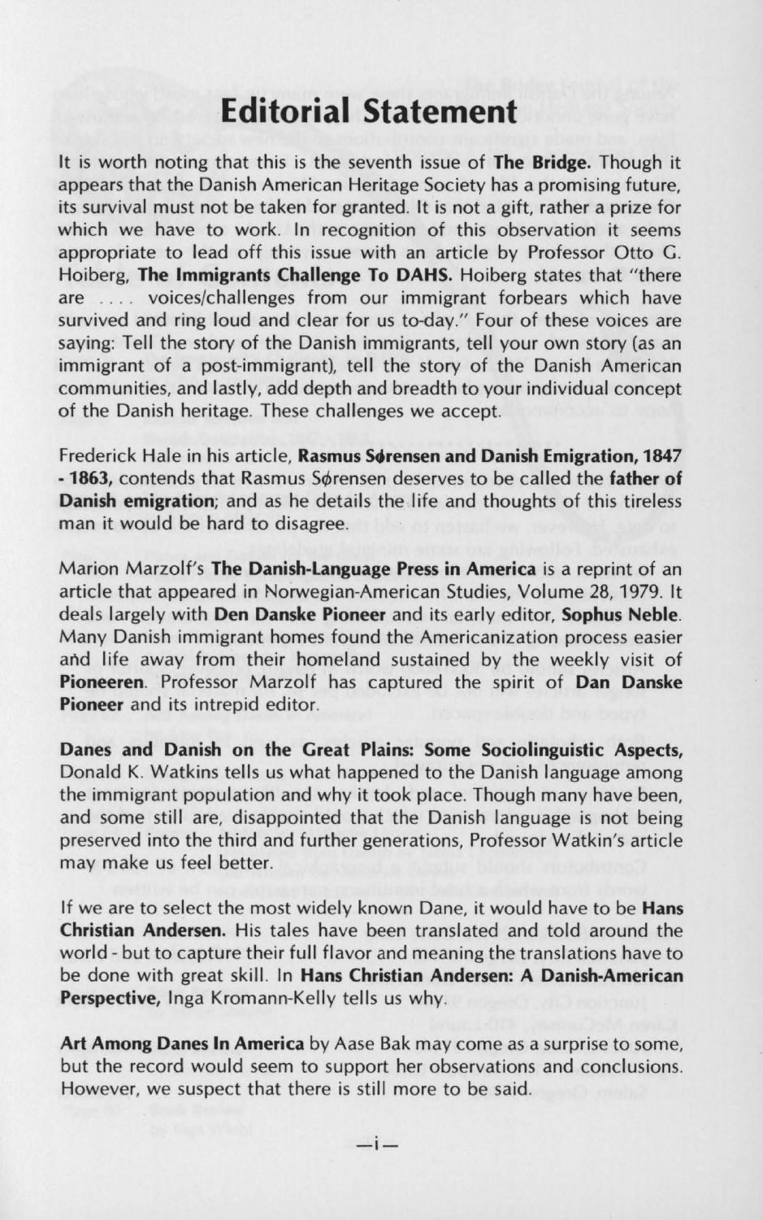# Editorial Statement

It is worth noting that this is the seventh issue of **The Bridge.** Though it appears that the Danish American Heritage Society has a promising future, its survival must not be taken for granted. It is not a gift, rather a prize for which we have to work. In recognition of this observation it seems appropriate to lead off this issue with an article by Professor Otto G. Hoiberg, **The Immigrants Challenge To DAHS.** Hoiberg states that "there are .... voices/challenges from our immigrant forbears which have survived and ring loud and clear for us to-day." Four of these voices are saying: Tell the story of the Danish immigrants, tell your own story (as an immigrant of a post-immigrant), tell the story of the Danish American communities, and lastly, add depth and breadth to your individual concept of the Danish heritage. These challenges we accept.

Frederick Hale in his article, **Rasmus Sørensen and Danish Emigration, 1847 - 1863,** contends that Rasmus Sørensen deserves to be called the **father of Danish emigration**; and as he details the life and thoughts of this tireless man it would be hard to disagree.

Marion Marzolf's **The Danish-Language Press in America** is a reprint of an article that appeared in Norwegian-American Studies, Volume 28, 1979. It deals largely with **Den Danske Pioneer** and its early editor, **Sophus Neble**. Many Danish immigrant homes found the Americanization process easier and life away from their homeland sustained by the weekly visit of **Pioneeren**. Professor Marzolf has captured the spirit of **Dan Danske Pioneer** and its intrepid editor.

**Danes and Danish on the Great Plains: Some Sociolinguistic Aspects,** Donald K. Watkins tells us what happened to the Danish language among the immigrant population and why it took place. Though many have been, and some still are, disappointed that the Danish language is not being preserved into the third and further generations, Professor Watkin's article may make us feel better.

If we are to select the most widely known Dane, it would have to be **Hans Christian Andersen.** His tales have been translated and told around the world - but to capture their full flavor and meaning the translations have to be done with great skill. In **Hans Christian Andersen: A Danish-American Perspective,** Inga Kromann-Kelly tells us why.

**Art Among Danes In America** by Aase Bak may come as a surprise to some, but the record would seem to support her observations and conclusions. However, we suspect that there is still more to be said.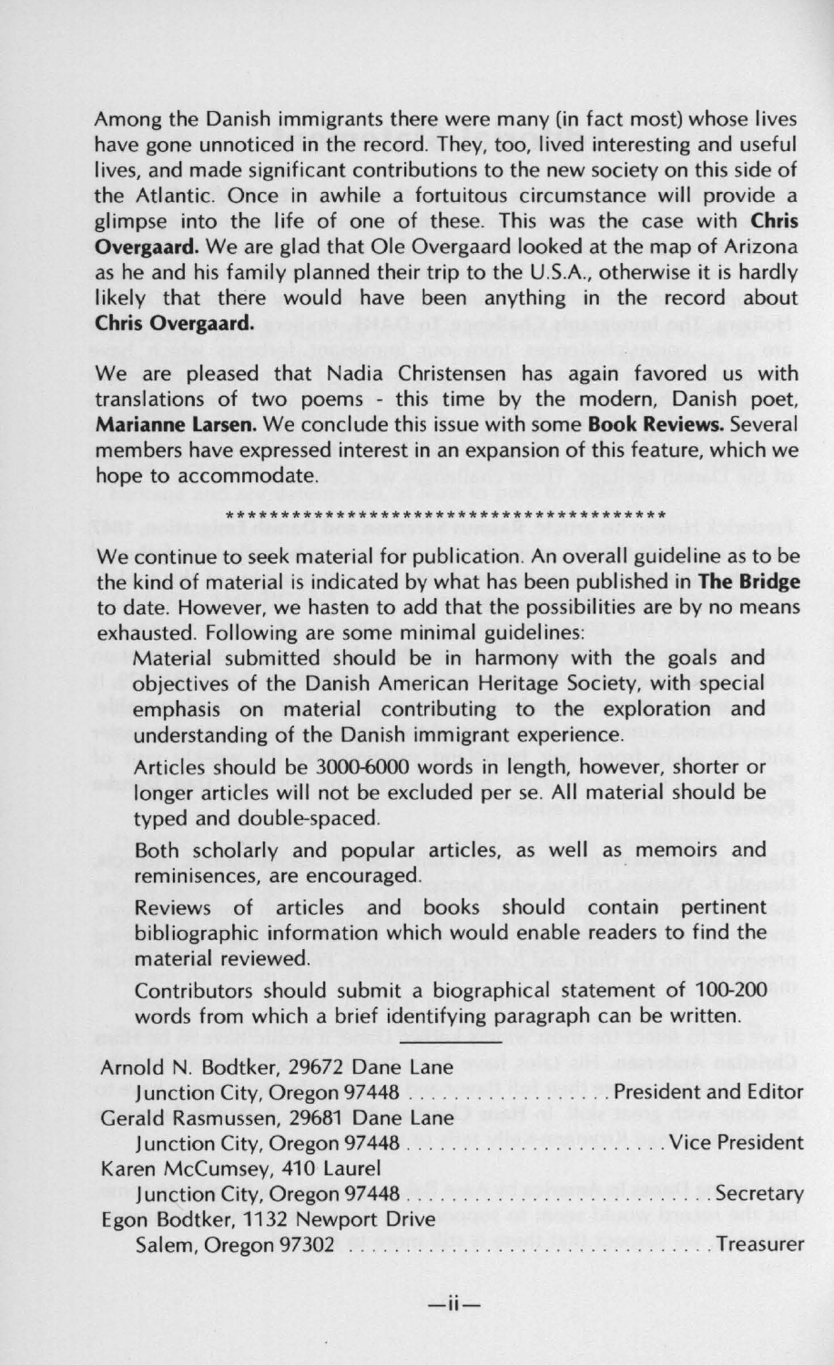Among the Danish immigrants there were many (in fact most) whose lives have gone unnoticed in the record. They, too, lived interesting and useful lives, and made significant contributions to the new society on this side of the Atlantic. Once in awhile a fortuitous circumstance will provide a glimpse into the life of one of these. This was the case with **Chris Overgaard.** We are glad that Ole Overgaard looked at the map of Arizona as he and his family planned their trip to the U.S.A., otherwise it is hardly likely that there would have been anything in the record about **Chris Overgaard.**

We are pleased that Nadia Christensen has again favored us with translations of two poems - this time by the modern, Danish poet, **Marianne Larsen.** We conclude this issue with some **Book Reviews.** Several members have expressed interest in an expansion of this feature, which we hope to accommodate.

******************************************

We continue to seek material for publication. An overall guideline as to be the kind of material is indicated by what has been published in **The Bridge** to date. However, we hasten to add that the possibilities are by no means exhausted. Following are some minimal guidelines:

Material submitted should be in harmony with the goals and objectives of the Danish American Heritage Society, with special emphasis on material contributing to the exploration and understanding of the Danish immigrant experience.

Articles should be 3000-6000 words in length, however, shorter or longer articles will not be excluded per se. All material should be typed and double-spaced.

Both scholarly and popular articles, as well as memoirs and reminisences, are encouraged.

Reviews of articles and books should contain pertinent bibliographic information which would enable readers to find the material reviewed.

Contributors should submit a biographical statement of 100-200 words from which a brief identifying paragraph can be written.

---

Arnold N. Bodtker, 29672 Dane Lane
Junction City, Oregon 97448 .................... President and Editor

Gerald Rasmussen, 29681 Dane Lane
Junction City, Oregon 97448 .................... Vice President

Karen McCumsey, 410 Laurel
Junction City, Oregon 97448 .................... Secretary

Egon Bodtker, 1132 Newport Drive
Salem, Oregon 97302 .................... Treasurer